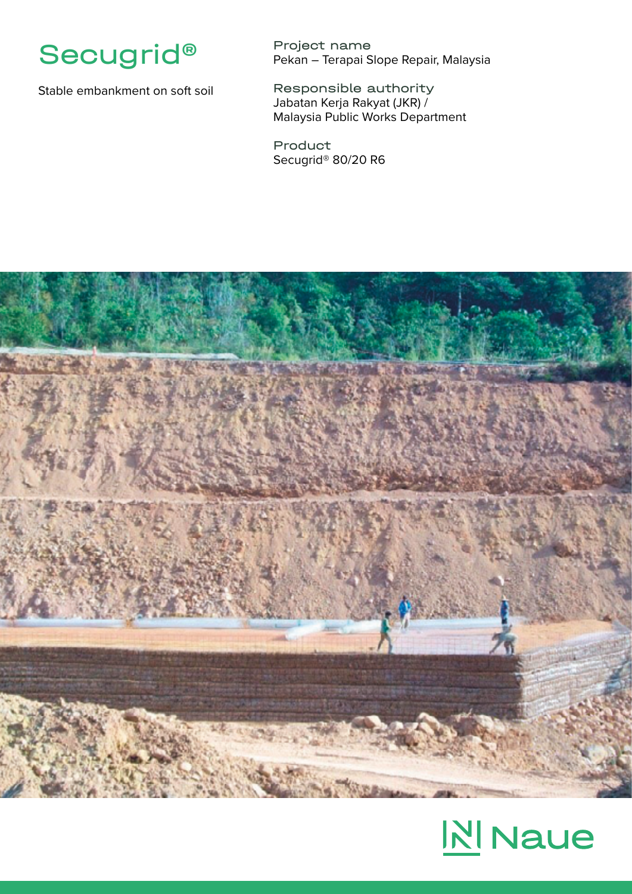# Secugrid®

Stable embankment on soft soil

**Project name**
Pekan – Terapai Slope Repair, Malaysia

**Responsible authority**
Jabatan Kerja Rakyat (JKR) /
Malaysia Public Works Department

**Product**
Secugrid® 80/20 R6

Naue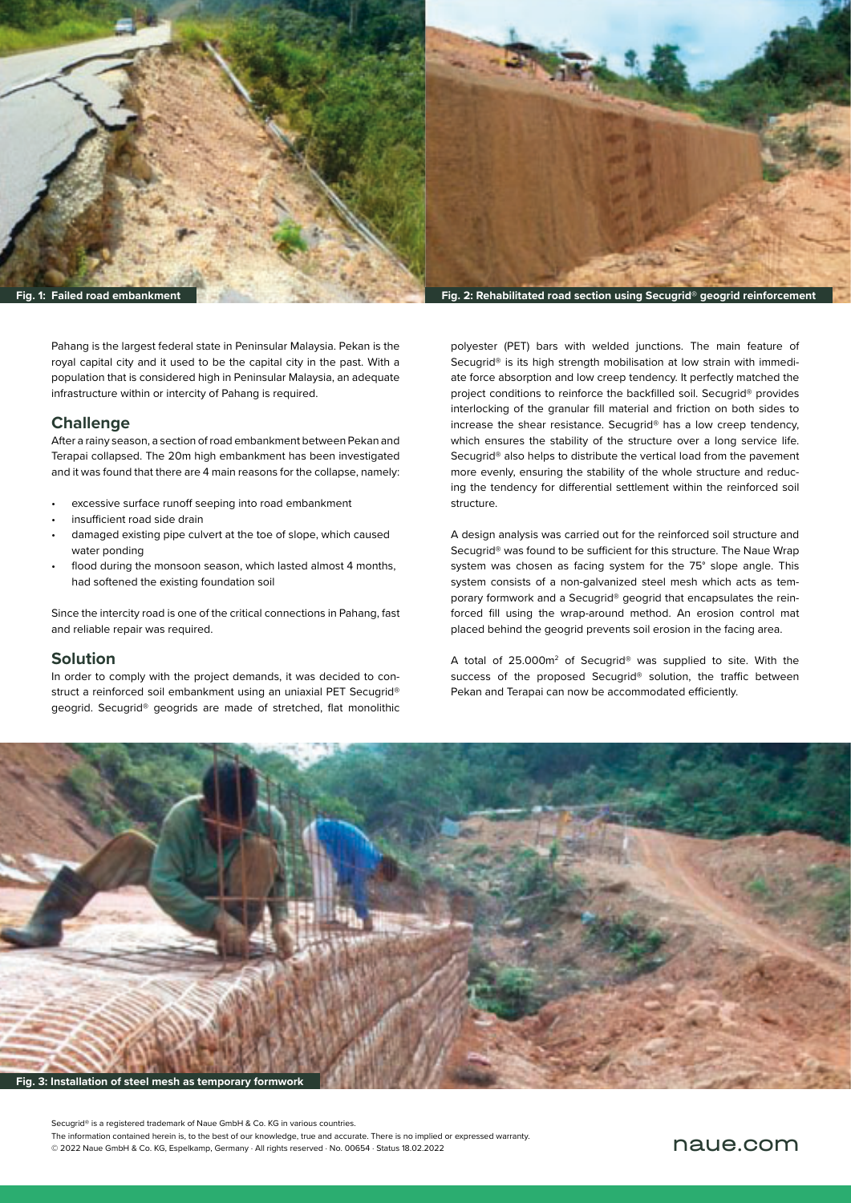Fig. 1: Failed road embankment

Fig. 2: Rehabilitated road section using Secugrid® geogrid reinforcement

Pahang is the largest federal state in Peninsular Malaysia. Pekan is the royal capital city and it used to be the capital city in the past. With a population that is considered high in Peninsular Malaysia, an adequate infrastructure within or intercity of Pahang is required.

## Challenge

After a rainy season, a section of road embankment between Pekan and Terapai collapsed. The 20m high embankment has been investigated and it was found that there are 4 main reasons for the collapse, namely:

- excessive surface runoff seeping into road embankment
- insufficient road side drain
- damaged existing pipe culvert at the toe of slope, which caused water ponding
- flood during the monsoon season, which lasted almost 4 months, had softened the existing foundation soil

Since the intercity road is one of the critical connections in Pahang, fast and reliable repair was required.

## Solution

In order to comply with the project demands, it was decided to construct a reinforced soil embankment using an uniaxial PET Secugrid® geogrid. Secugrid® geogrids are made of stretched, flat monolithic polyester (PET) bars with welded junctions. The main feature of Secugrid® is its high strength mobilisation at low strain with immediate force absorption and low creep tendency. It perfectly matched the project conditions to reinforce the backfilled soil. Secugrid® provides interlocking of the granular fill material and friction on both sides to increase the shear resistance. Secugrid® has a low creep tendency, which ensures the stability of the structure over a long service life. Secugrid® also helps to distribute the vertical load from the pavement more evenly, ensuring the stability of the whole structure and reducing the tendency for differential settlement within the reinforced soil structure.

A design analysis was carried out for the reinforced soil structure and Secugrid® was found to be sufficient for this structure. The Naue Wrap system was chosen as facing system for the 75° slope angle. This system consists of a non-galvanized steel mesh which acts as temporary formwork and a Secugrid® geogrid that encapsulates the reinforced fill using the wrap-around method. An erosion control mat placed behind the geogrid prevents soil erosion in the facing area.

A total of 25.000m² of Secugrid® was supplied to site. With the success of the proposed Secugrid® solution, the traffic between Pekan and Terapai can now be accommodated efficiently.

Fig. 3: Installation of steel mesh as temporary formwork

Secugrid® is a registered trademark of Naue GmbH & Co. KG in various countries.
The information contained herein is, to the best of our knowledge, true and accurate. There is no implied or expressed warranty.
© 2022 Naue GmbH & Co. KG, Espelkamp, Germany · All rights reserved · No. 00654 · Status 18.02.2022

naue.com